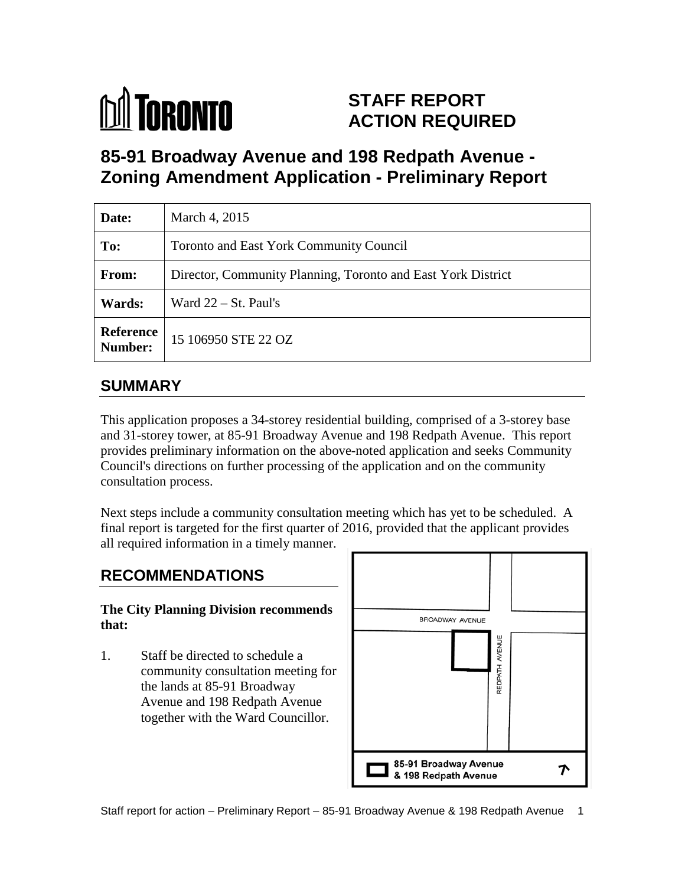# STAFF REPORT ACTION REQUIRED

## 85-91 Broadway Avenue and 198 Redpath Avenue - Zoning Amendment Application - Preliminary Report

| | |
|---|---|
| **Date:** | March 4, 2015 |
| **To:** | Toronto and East York Community Council |
| **From:** | Director, Community Planning, Toronto and East York District |
| **Wards:** | Ward 22 – St. Paul's |
| **Reference Number:** | 15 106950 STE 22 OZ |

## SUMMARY

This application proposes a 34-storey residential building, comprised of a 3-storey base and 31-storey tower, at 85-91 Broadway Avenue and 198 Redpath Avenue. This report provides preliminary information on the above-noted application and seeks Community Council's directions on further processing of the application and on the community consultation process.

Next steps include a community consultation meeting which has yet to be scheduled. A final report is targeted for the first quarter of 2016, provided that the applicant provides all required information in a timely manner.

## RECOMMENDATIONS

**The City Planning Division recommends that:**

1. Staff be directed to schedule a community consultation meeting for the lands at 85-91 Broadway Avenue and 198 Redpath Avenue together with the Ward Councillor.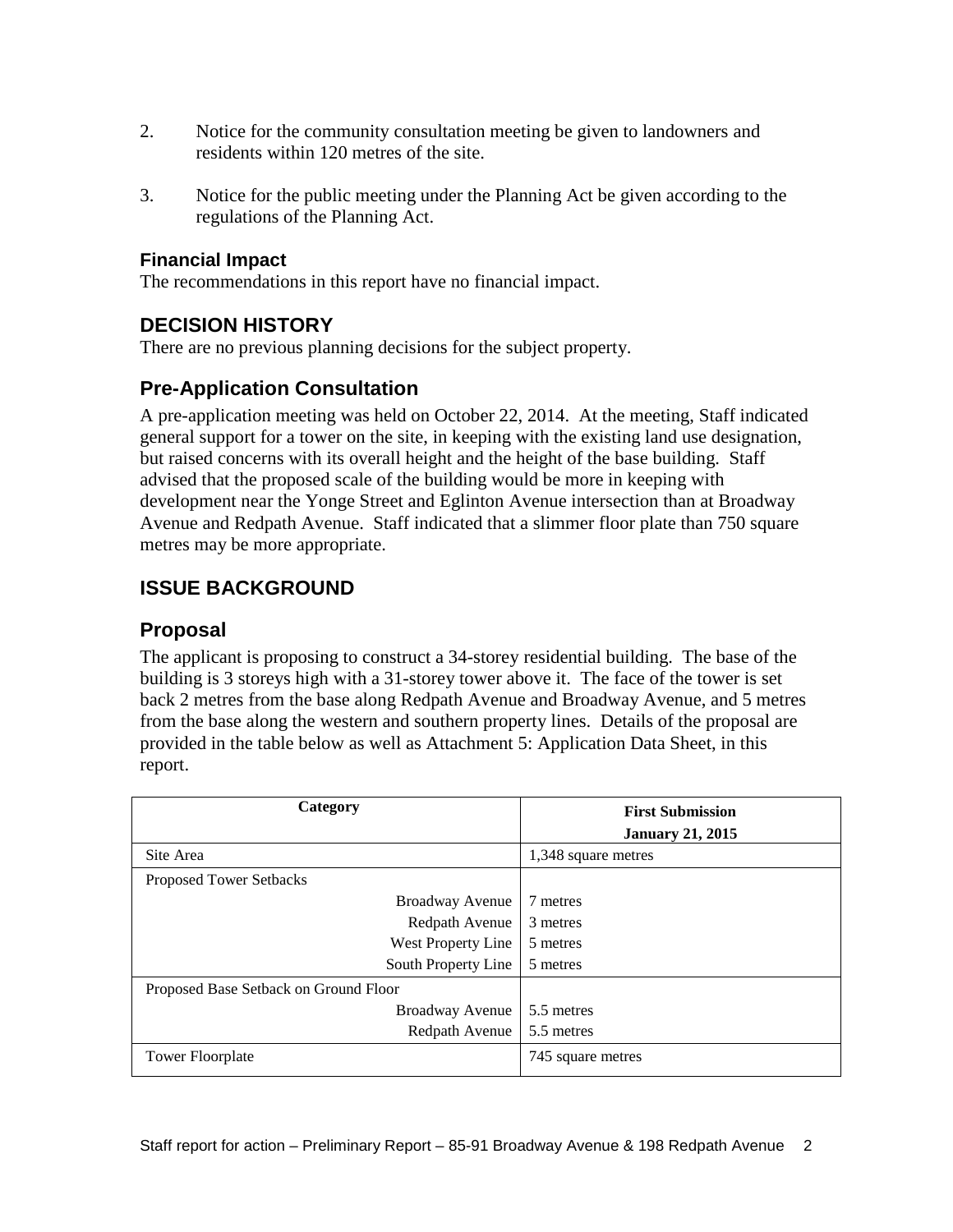2. Notice for the community consultation meeting be given to landowners and residents within 120 metres of the site.

3. Notice for the public meeting under the Planning Act be given according to the regulations of the Planning Act.

### Financial Impact

The recommendations in this report have no financial impact.

## DECISION HISTORY

There are no previous planning decisions for the subject property.

## Pre-Application Consultation

A pre-application meeting was held on October 22, 2014. At the meeting, Staff indicated general support for a tower on the site, in keeping with the existing land use designation, but raised concerns with its overall height and the height of the base building. Staff advised that the proposed scale of the building would be more in keeping with development near the Yonge Street and Eglinton Avenue intersection than at Broadway Avenue and Redpath Avenue. Staff indicated that a slimmer floor plate than 750 square metres may be more appropriate.

## ISSUE BACKGROUND

## Proposal

The applicant is proposing to construct a 34-storey residential building. The base of the building is 3 storeys high with a 31-storey tower above it. The face of the tower is set back 2 metres from the base along Redpath Avenue and Broadway Avenue, and 5 metres from the base along the western and southern property lines. Details of the proposal are provided in the table below as well as Attachment 5: Application Data Sheet, in this report.

| Category | First Submission January 21, 2015 |
|---|---|
| Site Area | 1,348 square metres |
| Proposed Tower Setbacks | |
| Broadway Avenue | 7 metres |
| Redpath Avenue | 3 metres |
| West Property Line | 5 metres |
| South Property Line | 5 metres |
| Proposed Base Setback on Ground Floor | |
| Broadway Avenue | 5.5 metres |
| Redpath Avenue | 5.5 metres |
| Tower Floorplate | 745 square metres |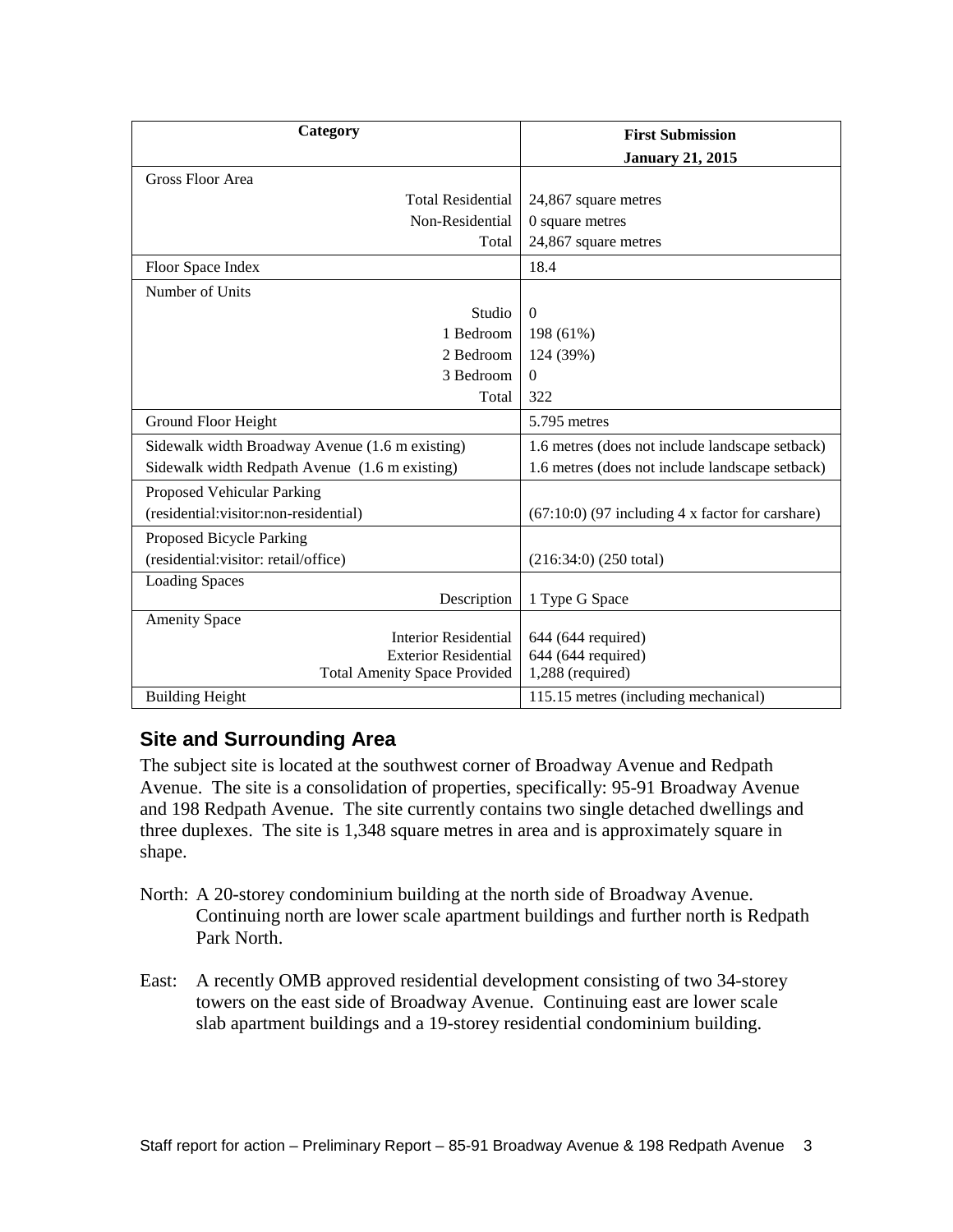| Category | First Submission January 21, 2015 |
|---|---|
| Gross Floor Area | |
| Total Residential | 24,867 square metres |
| Non-Residential | 0 square metres |
| Total | 24,867 square metres |
| Floor Space Index | 18.4 |
| Number of Units | |
| Studio | 0 |
| 1 Bedroom | 198 (61%) |
| 2 Bedroom | 124 (39%) |
| 3 Bedroom | 0 |
| Total | 322 |
| Ground Floor Height | 5.795 metres |
| Sidewalk width Broadway Avenue (1.6 m existing) | 1.6 metres (does not include landscape setback) |
| Sidewalk width Redpath Avenue (1.6 m existing) | 1.6 metres (does not include landscape setback) |
| Proposed Vehicular Parking (residential:visitor:non-residential) | (67:10:0) (97 including 4 x factor for carshare) |
| Proposed Bicycle Parking (residential:visitor: retail/office) | (216:34:0) (250 total) |
| Loading Spaces | |
| Description | 1 Type G Space |
| Amenity Space | |
| Interior Residential | 644 (644 required) |
| Exterior Residential | 644 (644 required) |
| Total Amenity Space Provided | 1,288 (required) |
| Building Height | 115.15 metres (including mechanical) |

## Site and Surrounding Area

The subject site is located at the southwest corner of Broadway Avenue and Redpath Avenue. The site is a consolidation of properties, specifically: 95-91 Broadway Avenue and 198 Redpath Avenue. The site currently contains two single detached dwellings and three duplexes. The site is 1,348 square metres in area and is approximately square in shape.

North: A 20-storey condominium building at the north side of Broadway Avenue. Continuing north are lower scale apartment buildings and further north is Redpath Park North.

East: A recently OMB approved residential development consisting of two 34-storey towers on the east side of Broadway Avenue. Continuing east are lower scale slab apartment buildings and a 19-storey residential condominium building.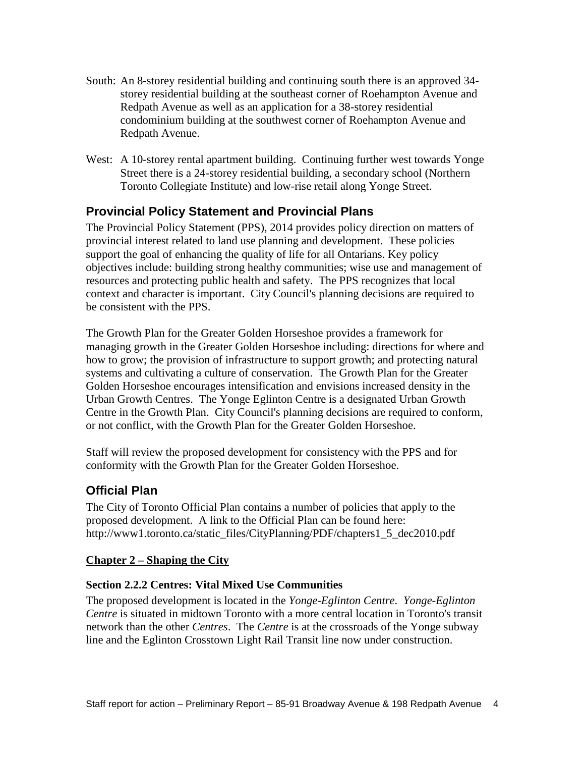South: An 8-storey residential building and continuing south there is an approved 34-storey residential building at the southeast corner of Roehampton Avenue and Redpath Avenue as well as an application for a 38-storey residential condominium building at the southwest corner of Roehampton Avenue and Redpath Avenue.

West: A 10-storey rental apartment building. Continuing further west towards Yonge Street there is a 24-storey residential building, a secondary school (Northern Toronto Collegiate Institute) and low-rise retail along Yonge Street.

## Provincial Policy Statement and Provincial Plans

The Provincial Policy Statement (PPS), 2014 provides policy direction on matters of provincial interest related to land use planning and development. These policies support the goal of enhancing the quality of life for all Ontarians. Key policy objectives include: building strong healthy communities; wise use and management of resources and protecting public health and safety. The PPS recognizes that local context and character is important. City Council's planning decisions are required to be consistent with the PPS.

The Growth Plan for the Greater Golden Horseshoe provides a framework for managing growth in the Greater Golden Horseshoe including: directions for where and how to grow; the provision of infrastructure to support growth; and protecting natural systems and cultivating a culture of conservation. The Growth Plan for the Greater Golden Horseshoe encourages intensification and envisions increased density in the Urban Growth Centres. The Yonge Eglinton Centre is a designated Urban Growth Centre in the Growth Plan. City Council's planning decisions are required to conform, or not conflict, with the Growth Plan for the Greater Golden Horseshoe.

Staff will review the proposed development for consistency with the PPS and for conformity with the Growth Plan for the Greater Golden Horseshoe.

## Official Plan

The City of Toronto Official Plan contains a number of policies that apply to the proposed development. A link to the Official Plan can be found here: http://www1.toronto.ca/static_files/CityPlanning/PDF/chapters1_5_dec2010.pdf

**Chapter 2 – Shaping the City**

### Section 2.2.2 Centres: Vital Mixed Use Communities

The proposed development is located in the *Yonge-Eglinton Centre*. *Yonge-Eglinton Centre* is situated in midtown Toronto with a more central location in Toronto's transit network than the other *Centres*. The *Centre* is at the crossroads of the Yonge subway line and the Eglinton Crosstown Light Rail Transit line now under construction.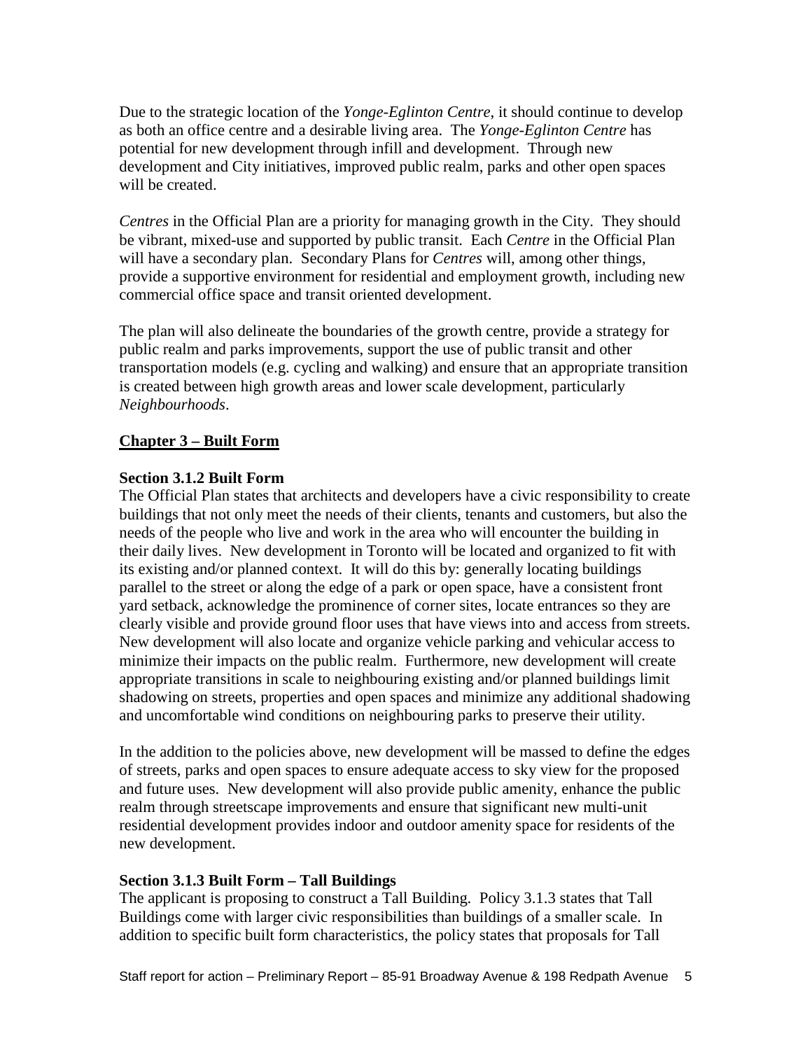Due to the strategic location of the *Yonge-Eglinton Centre*, it should continue to develop as both an office centre and a desirable living area. The *Yonge-Eglinton Centre* has potential for new development through infill and development. Through new development and City initiatives, improved public realm, parks and other open spaces will be created.

*Centres* in the Official Plan are a priority for managing growth in the City. They should be vibrant, mixed-use and supported by public transit. Each *Centre* in the Official Plan will have a secondary plan. Secondary Plans for *Centres* will, among other things, provide a supportive environment for residential and employment growth, including new commercial office space and transit oriented development.

The plan will also delineate the boundaries of the growth centre, provide a strategy for public realm and parks improvements, support the use of public transit and other transportation models (e.g. cycling and walking) and ensure that an appropriate transition is created between high growth areas and lower scale development, particularly *Neighbourhoods*.

## Chapter 3 – Built Form

### Section 3.1.2 Built Form

The Official Plan states that architects and developers have a civic responsibility to create buildings that not only meet the needs of their clients, tenants and customers, but also the needs of the people who live and work in the area who will encounter the building in their daily lives. New development in Toronto will be located and organized to fit with its existing and/or planned context. It will do this by: generally locating buildings parallel to the street or along the edge of a park or open space, have a consistent front yard setback, acknowledge the prominence of corner sites, locate entrances so they are clearly visible and provide ground floor uses that have views into and access from streets. New development will also locate and organize vehicle parking and vehicular access to minimize their impacts on the public realm. Furthermore, new development will create appropriate transitions in scale to neighbouring existing and/or planned buildings limit shadowing on streets, properties and open spaces and minimize any additional shadowing and uncomfortable wind conditions on neighbouring parks to preserve their utility.

In the addition to the policies above, new development will be massed to define the edges of streets, parks and open spaces to ensure adequate access to sky view for the proposed and future uses. New development will also provide public amenity, enhance the public realm through streetscape improvements and ensure that significant new multi-unit residential development provides indoor and outdoor amenity space for residents of the new development.

### Section 3.1.3 Built Form – Tall Buildings

The applicant is proposing to construct a Tall Building. Policy 3.1.3 states that Tall Buildings come with larger civic responsibilities than buildings of a smaller scale. In addition to specific built form characteristics, the policy states that proposals for Tall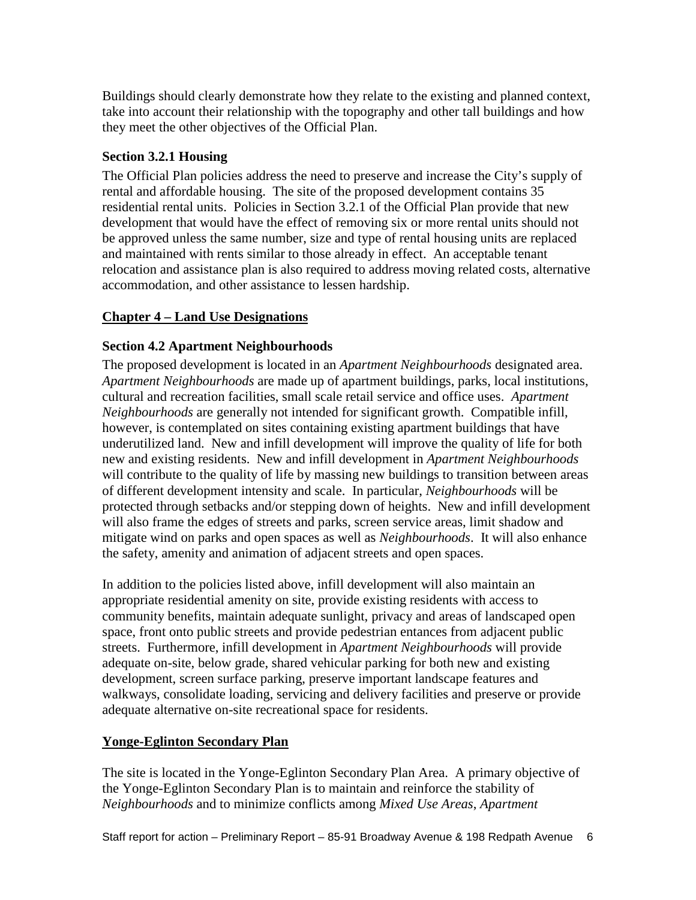Buildings should clearly demonstrate how they relate to the existing and planned context, take into account their relationship with the topography and other tall buildings and how they meet the other objectives of the Official Plan.

### Section 3.2.1 Housing

The Official Plan policies address the need to preserve and increase the City's supply of rental and affordable housing. The site of the proposed development contains 35 residential rental units. Policies in Section 3.2.1 of the Official Plan provide that new development that would have the effect of removing six or more rental units should not be approved unless the same number, size and type of rental housing units are replaced and maintained with rents similar to those already in effect. An acceptable tenant relocation and assistance plan is also required to address moving related costs, alternative accommodation, and other assistance to lessen hardship.

## Chapter 4 – Land Use Designations

### Section 4.2 Apartment Neighbourhoods

The proposed development is located in an *Apartment Neighbourhoods* designated area. *Apartment Neighbourhoods* are made up of apartment buildings, parks, local institutions, cultural and recreation facilities, small scale retail service and office uses. *Apartment Neighbourhoods* are generally not intended for significant growth. Compatible infill, however, is contemplated on sites containing existing apartment buildings that have underutilized land. New and infill development will improve the quality of life for both new and existing residents. New and infill development in *Apartment Neighbourhoods* will contribute to the quality of life by massing new buildings to transition between areas of different development intensity and scale. In particular, *Neighbourhoods* will be protected through setbacks and/or stepping down of heights. New and infill development will also frame the edges of streets and parks, screen service areas, limit shadow and mitigate wind on parks and open spaces as well as *Neighbourhoods*. It will also enhance the safety, amenity and animation of adjacent streets and open spaces.

In addition to the policies listed above, infill development will also maintain an appropriate residential amenity on site, provide existing residents with access to community benefits, maintain adequate sunlight, privacy and areas of landscaped open space, front onto public streets and provide pedestrian entances from adjacent public streets. Furthermore, infill development in *Apartment Neighbourhoods* will provide adequate on-site, below grade, shared vehicular parking for both new and existing development, screen surface parking, preserve important landscape features and walkways, consolidate loading, servicing and delivery facilities and preserve or provide adequate alternative on-site recreational space for residents.

## Yonge-Eglinton Secondary Plan

The site is located in the Yonge-Eglinton Secondary Plan Area. A primary objective of the Yonge-Eglinton Secondary Plan is to maintain and reinforce the stability of *Neighbourhoods* and to minimize conflicts among *Mixed Use Areas*, *Apartment*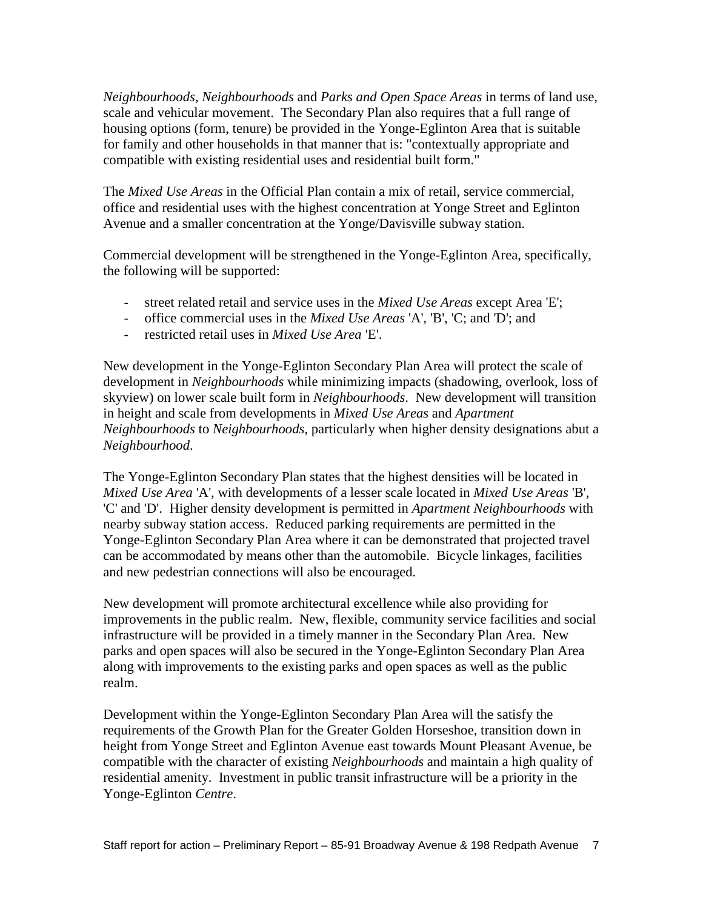*Neighbourhoods*, *Neighbourhoods* and *Parks and Open Space Areas* in terms of land use, scale and vehicular movement. The Secondary Plan also requires that a full range of housing options (form, tenure) be provided in the Yonge-Eglinton Area that is suitable for family and other households in that manner that is: "contextually appropriate and compatible with existing residential uses and residential built form."

The *Mixed Use Areas* in the Official Plan contain a mix of retail, service commercial, office and residential uses with the highest concentration at Yonge Street and Eglinton Avenue and a smaller concentration at the Yonge/Davisville subway station.

Commercial development will be strengthened in the Yonge-Eglinton Area, specifically, the following will be supported:

- street related retail and service uses in the *Mixed Use Areas* except Area 'E';
- office commercial uses in the *Mixed Use Areas* 'A', 'B', 'C; and 'D'; and
- restricted retail uses in *Mixed Use Area* 'E'.

New development in the Yonge-Eglinton Secondary Plan Area will protect the scale of development in *Neighbourhoods* while minimizing impacts (shadowing, overlook, loss of skyview) on lower scale built form in *Neighbourhoods*. New development will transition in height and scale from developments in *Mixed Use Areas* and *Apartment Neighbourhoods* to *Neighbourhoods*, particularly when higher density designations abut a *Neighbourhood*.

The Yonge-Eglinton Secondary Plan states that the highest densities will be located in *Mixed Use Area* 'A', with developments of a lesser scale located in *Mixed Use Areas* 'B', 'C' and 'D'. Higher density development is permitted in *Apartment Neighbourhoods* with nearby subway station access. Reduced parking requirements are permitted in the Yonge-Eglinton Secondary Plan Area where it can be demonstrated that projected travel can be accommodated by means other than the automobile. Bicycle linkages, facilities and new pedestrian connections will also be encouraged.

New development will promote architectural excellence while also providing for improvements in the public realm. New, flexible, community service facilities and social infrastructure will be provided in a timely manner in the Secondary Plan Area. New parks and open spaces will also be secured in the Yonge-Eglinton Secondary Plan Area along with improvements to the existing parks and open spaces as well as the public realm.

Development within the Yonge-Eglinton Secondary Plan Area will the satisfy the requirements of the Growth Plan for the Greater Golden Horseshoe, transition down in height from Yonge Street and Eglinton Avenue east towards Mount Pleasant Avenue, be compatible with the character of existing *Neighbourhoods* and maintain a high quality of residential amenity. Investment in public transit infrastructure will be a priority in the Yonge-Eglinton *Centre*.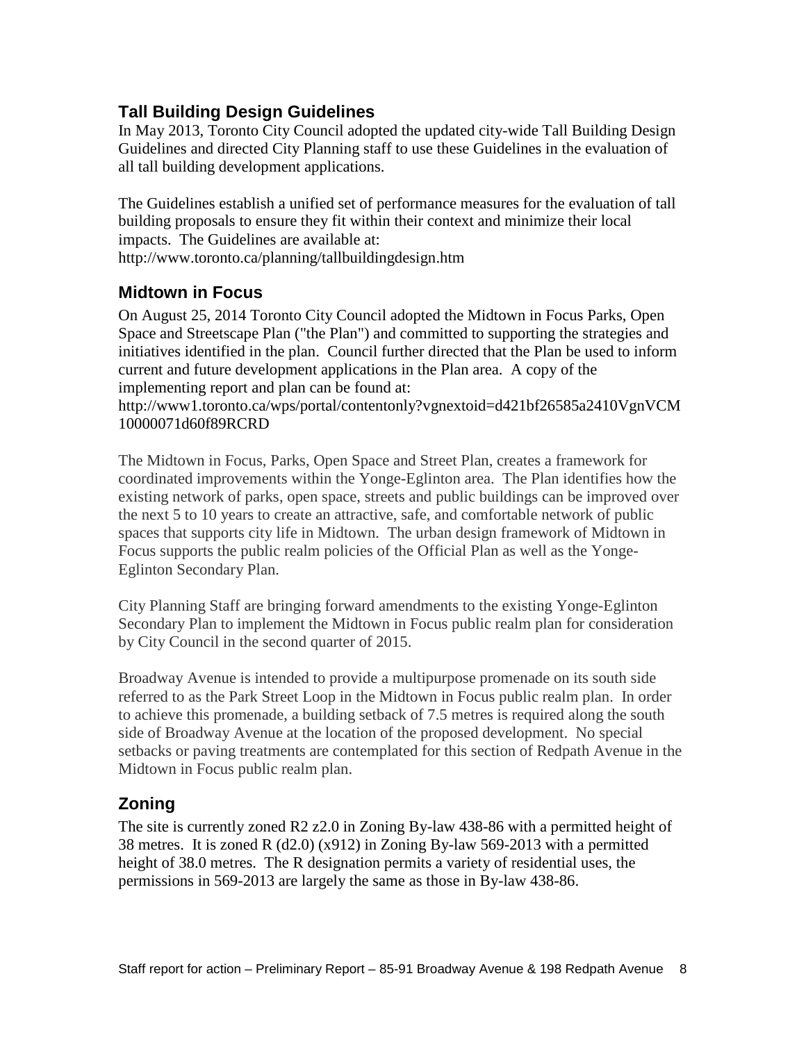## Tall Building Design Guidelines

In May 2013, Toronto City Council adopted the updated city-wide Tall Building Design Guidelines and directed City Planning staff to use these Guidelines in the evaluation of all tall building development applications.

The Guidelines establish a unified set of performance measures for the evaluation of tall building proposals to ensure they fit within their context and minimize their local impacts. The Guidelines are available at:
http://www.toronto.ca/planning/tallbuildingdesign.htm

## Midtown in Focus

On August 25, 2014 Toronto City Council adopted the Midtown in Focus Parks, Open Space and Streetscape Plan ("the Plan") and committed to supporting the strategies and initiatives identified in the plan. Council further directed that the Plan be used to inform current and future development applications in the Plan area. A copy of the implementing report and plan can be found at:
http://www1.toronto.ca/wps/portal/contentonly?vgnextoid=d421bf26585a2410VgnVCM10000071d60f89RCRD

The Midtown in Focus, Parks, Open Space and Street Plan, creates a framework for coordinated improvements within the Yonge-Eglinton area. The Plan identifies how the existing network of parks, open space, streets and public buildings can be improved over the next 5 to 10 years to create an attractive, safe, and comfortable network of public spaces that supports city life in Midtown. The urban design framework of Midtown in Focus supports the public realm policies of the Official Plan as well as the Yonge-Eglinton Secondary Plan.

City Planning Staff are bringing forward amendments to the existing Yonge-Eglinton Secondary Plan to implement the Midtown in Focus public realm plan for consideration by City Council in the second quarter of 2015.

Broadway Avenue is intended to provide a multipurpose promenade on its south side referred to as the Park Street Loop in the Midtown in Focus public realm plan. In order to achieve this promenade, a building setback of 7.5 metres is required along the south side of Broadway Avenue at the location of the proposed development. No special setbacks or paving treatments are contemplated for this section of Redpath Avenue in the Midtown in Focus public realm plan.

## Zoning

The site is currently zoned R2 z2.0 in Zoning By-law 438-86 with a permitted height of 38 metres. It is zoned R (d2.0) (x912) in Zoning By-law 569-2013 with a permitted height of 38.0 metres. The R designation permits a variety of residential uses, the permissions in 569-2013 are largely the same as those in By-law 438-86.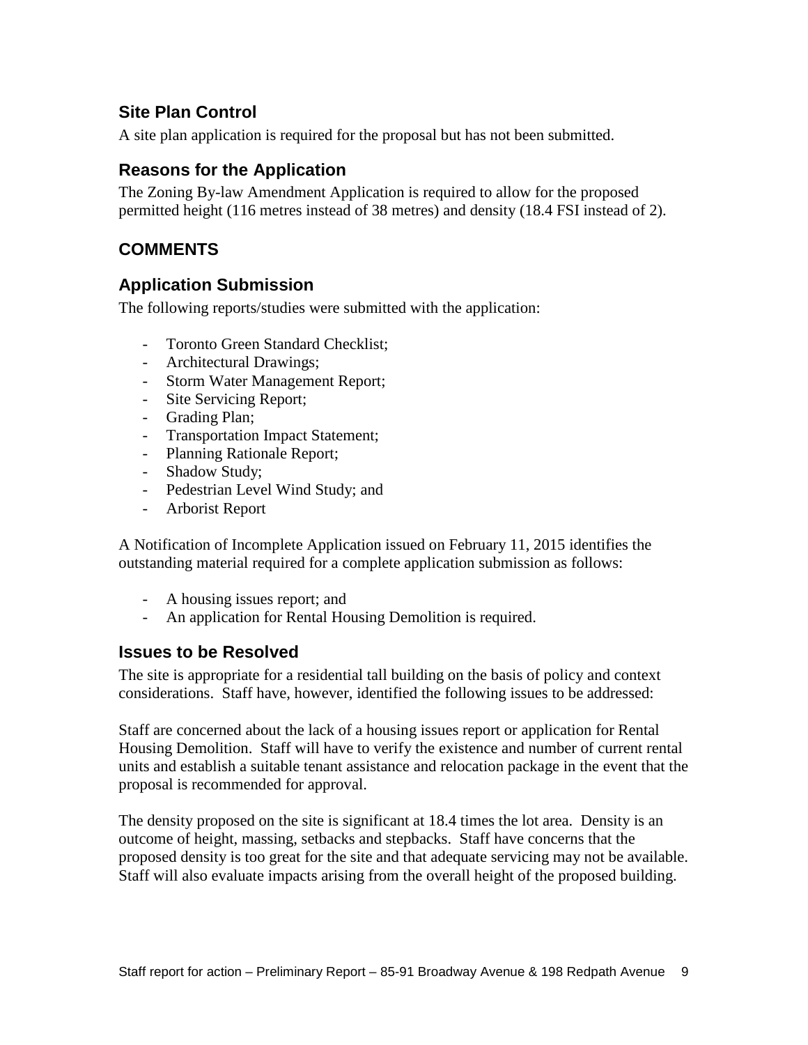### Site Plan Control

A site plan application is required for the proposal but has not been submitted.

### Reasons for the Application

The Zoning By-law Amendment Application is required to allow for the proposed permitted height (116 metres instead of 38 metres) and density (18.4 FSI instead of 2).

## COMMENTS

### Application Submission

The following reports/studies were submitted with the application:

- Toronto Green Standard Checklist;
- Architectural Drawings;
- Storm Water Management Report;
- Site Servicing Report;
- Grading Plan;
- Transportation Impact Statement;
- Planning Rationale Report;
- Shadow Study;
- Pedestrian Level Wind Study; and
- Arborist Report

A Notification of Incomplete Application issued on February 11, 2015 identifies the outstanding material required for a complete application submission as follows:

- A housing issues report; and
- An application for Rental Housing Demolition is required.

### Issues to be Resolved

The site is appropriate for a residential tall building on the basis of policy and context considerations. Staff have, however, identified the following issues to be addressed:

Staff are concerned about the lack of a housing issues report or application for Rental Housing Demolition. Staff will have to verify the existence and number of current rental units and establish a suitable tenant assistance and relocation package in the event that the proposal is recommended for approval.

The density proposed on the site is significant at 18.4 times the lot area. Density is an outcome of height, massing, setbacks and stepbacks. Staff have concerns that the proposed density is too great for the site and that adequate servicing may not be available. Staff will also evaluate impacts arising from the overall height of the proposed building.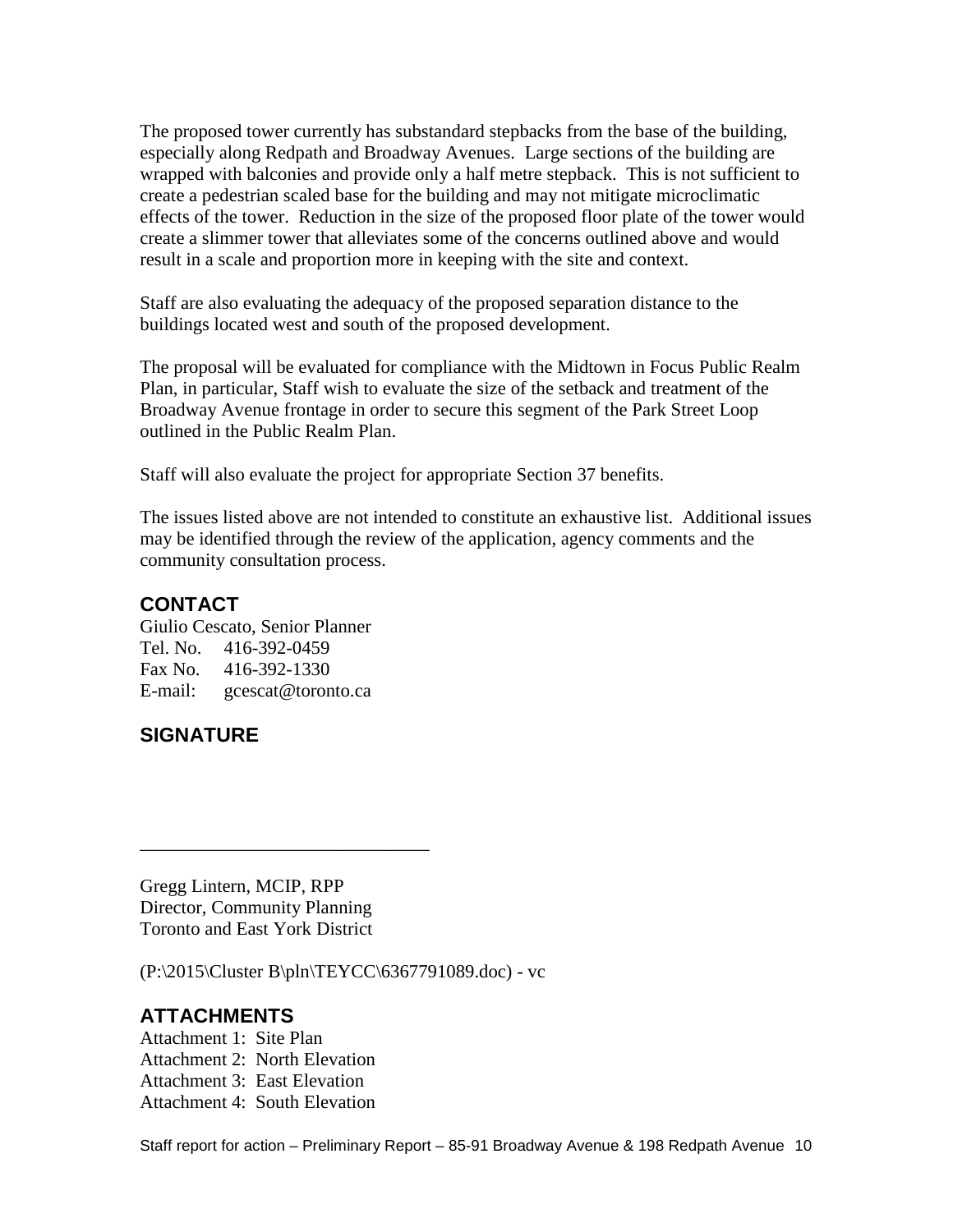The proposed tower currently has substandard stepbacks from the base of the building, especially along Redpath and Broadway Avenues. Large sections of the building are wrapped with balconies and provide only a half metre stepback. This is not sufficient to create a pedestrian scaled base for the building and may not mitigate microclimatic effects of the tower. Reduction in the size of the proposed floor plate of the tower would create a slimmer tower that alleviates some of the concerns outlined above and would result in a scale and proportion more in keeping with the site and context.

Staff are also evaluating the adequacy of the proposed separation distance to the buildings located west and south of the proposed development.

The proposal will be evaluated for compliance with the Midtown in Focus Public Realm Plan, in particular, Staff wish to evaluate the size of the setback and treatment of the Broadway Avenue frontage in order to secure this segment of the Park Street Loop outlined in the Public Realm Plan.

Staff will also evaluate the project for appropriate Section 37 benefits.

The issues listed above are not intended to constitute an exhaustive list. Additional issues may be identified through the review of the application, agency comments and the community consultation process.

## CONTACT

Giulio Cescato, Senior Planner
Tel. No. 416-392-0459
Fax No. 416-392-1330
E-mail: gcescat@toronto.ca

## SIGNATURE

_______________________________

Gregg Lintern, MCIP, RPP
Director, Community Planning
Toronto and East York District

(P:\2015\Cluster B\pln\TEYCC\6367791089.doc) - vc

## ATTACHMENTS

Attachment 1: Site Plan
Attachment 2: North Elevation
Attachment 3: East Elevation
Attachment 4: South Elevation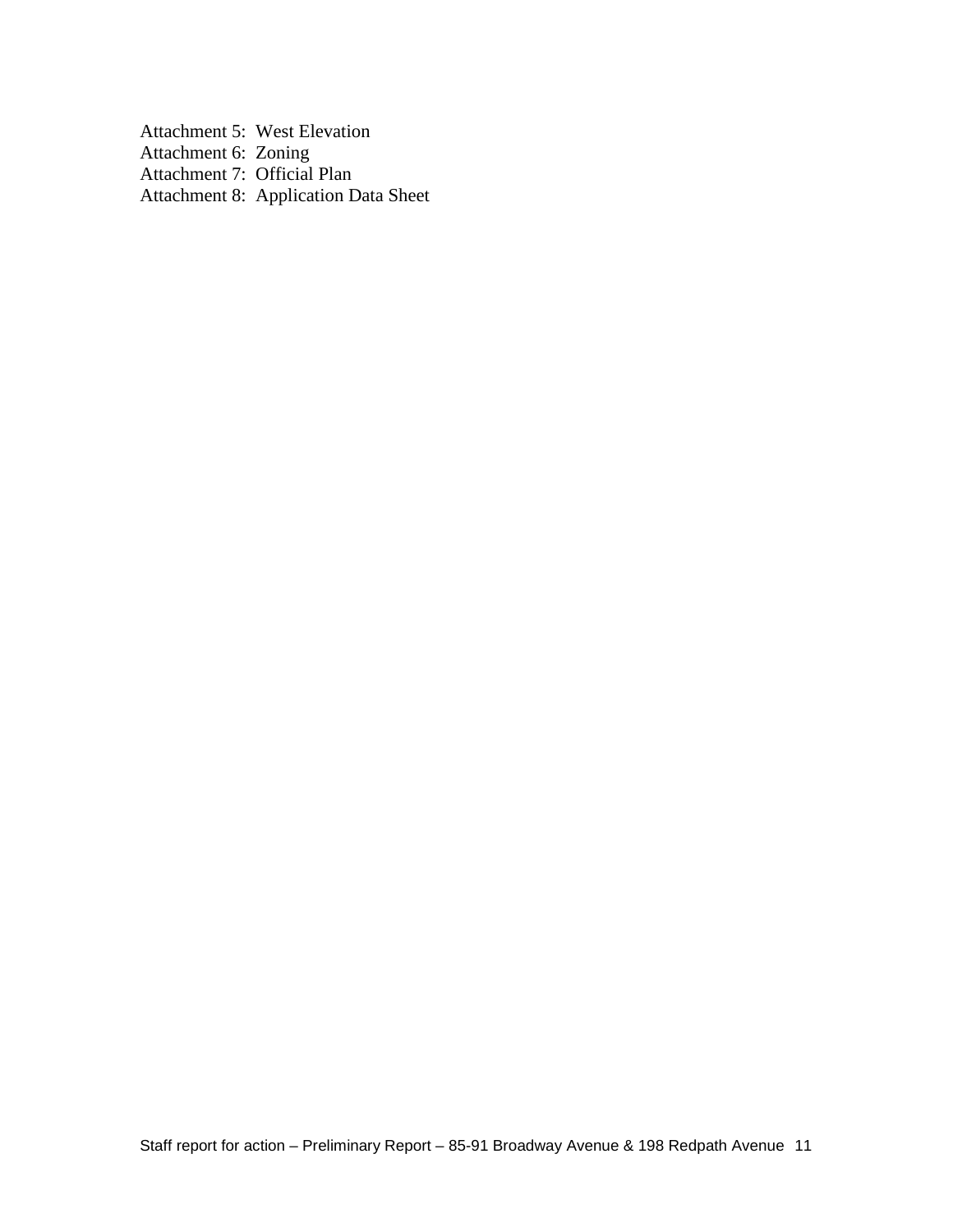Attachment 5: West Elevation
Attachment 6: Zoning
Attachment 7: Official Plan
Attachment 8: Application Data Sheet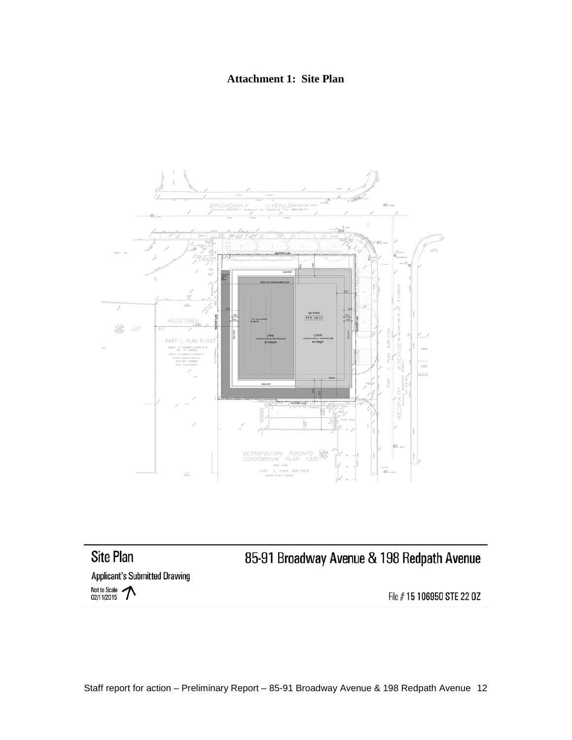**Attachment 1: Site Plan**

Site Plan

85-91 Broadway Avenue & 198 Redpath Avenue

Applicant's Submitted Drawing

Not to Scale
02/11/2015

File # 15 106950 STE 22 OZ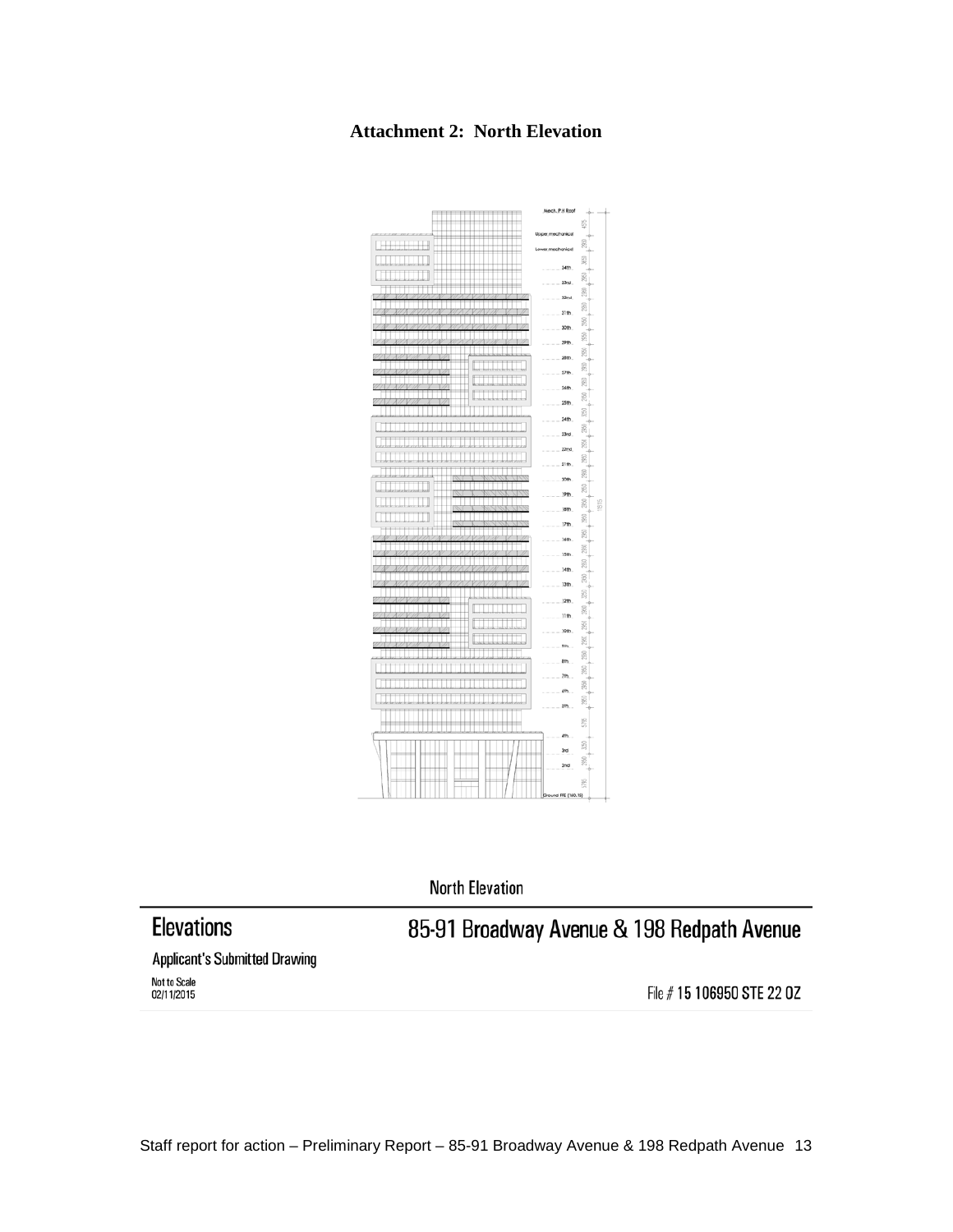**Attachment 2: North Elevation**

North Elevation

## Elevations

## 85-91 Broadway Avenue & 198 Redpath Avenue

Applicant's Submitted Drawing

Not to Scale
02/11/2015

File # 15 106950 STE 22 OZ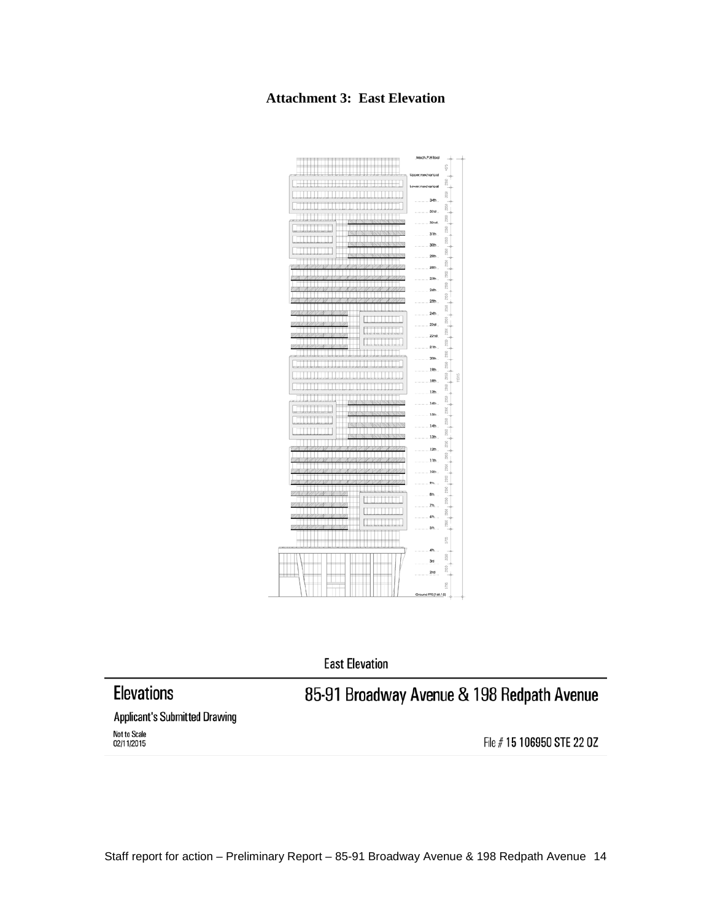**Attachment 3: East Elevation**

East Elevation

## Elevations

## 85-91 Broadway Avenue & 198 Redpath Avenue

Applicant's Submitted Drawing

Not to Scale
02/11/2015

File # **15 106950 STE 22 OZ**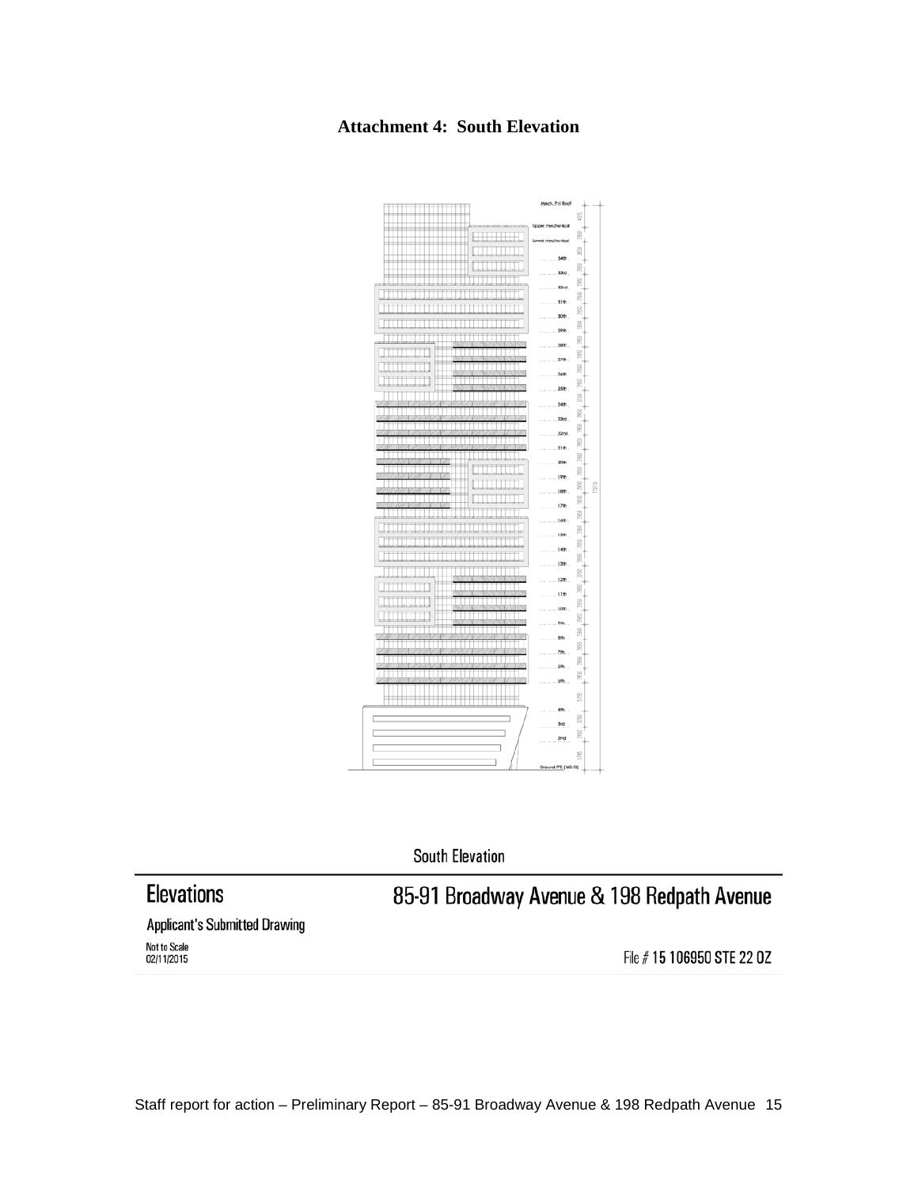**Attachment 4: South Elevation**

South Elevation

**Elevations**

**85-91 Broadway Avenue & 198 Redpath Avenue**

Applicant's Submitted Drawing

Not to Scale
02/11/2015

File # 15 106950 STE 22 OZ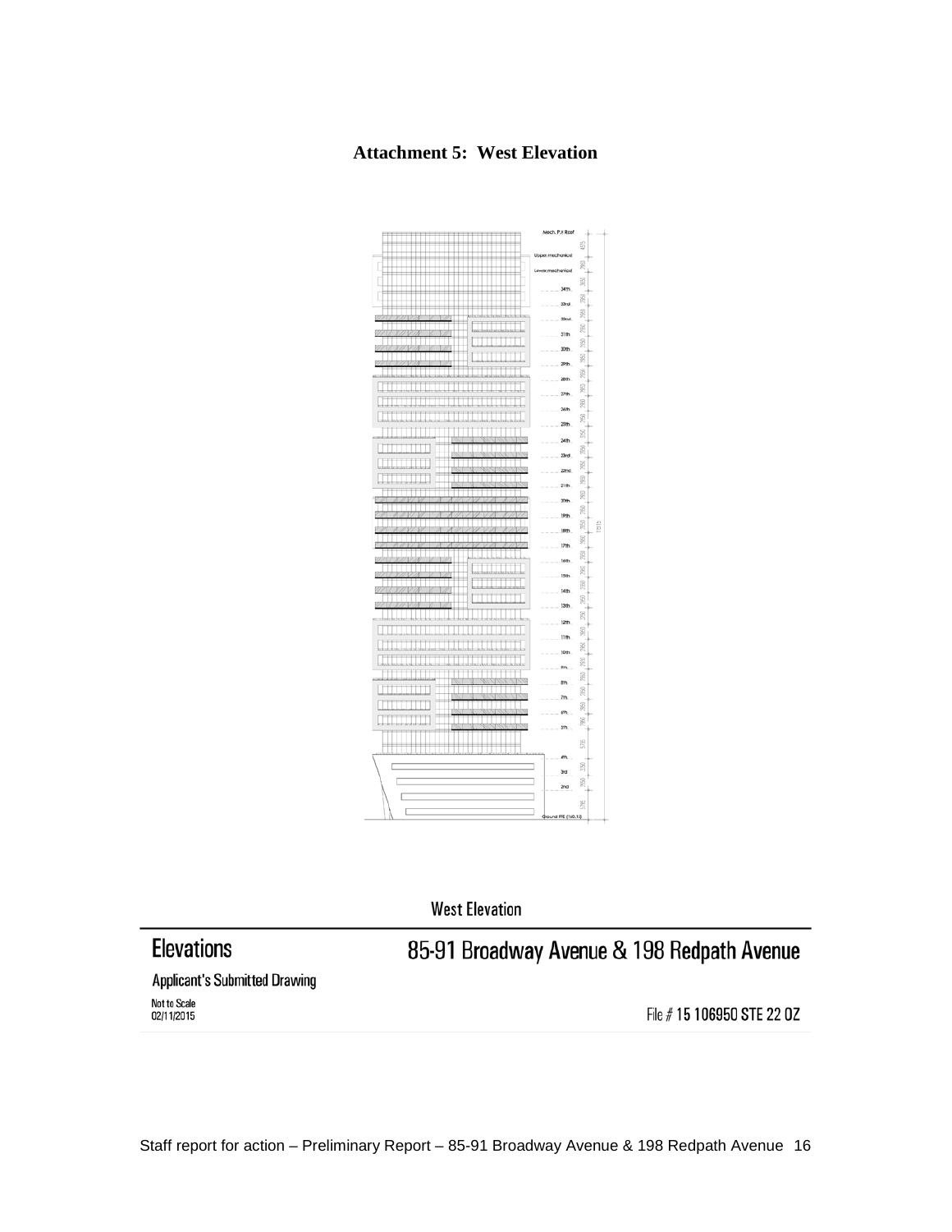# Attachment 5: West Elevation

West Elevation

**Elevations**

**85-91 Broadway Avenue & 198 Redpath Avenue**

Applicant's Submitted Drawing

Not to Scale
02/11/2015

File # **15 106950 STE 22 OZ**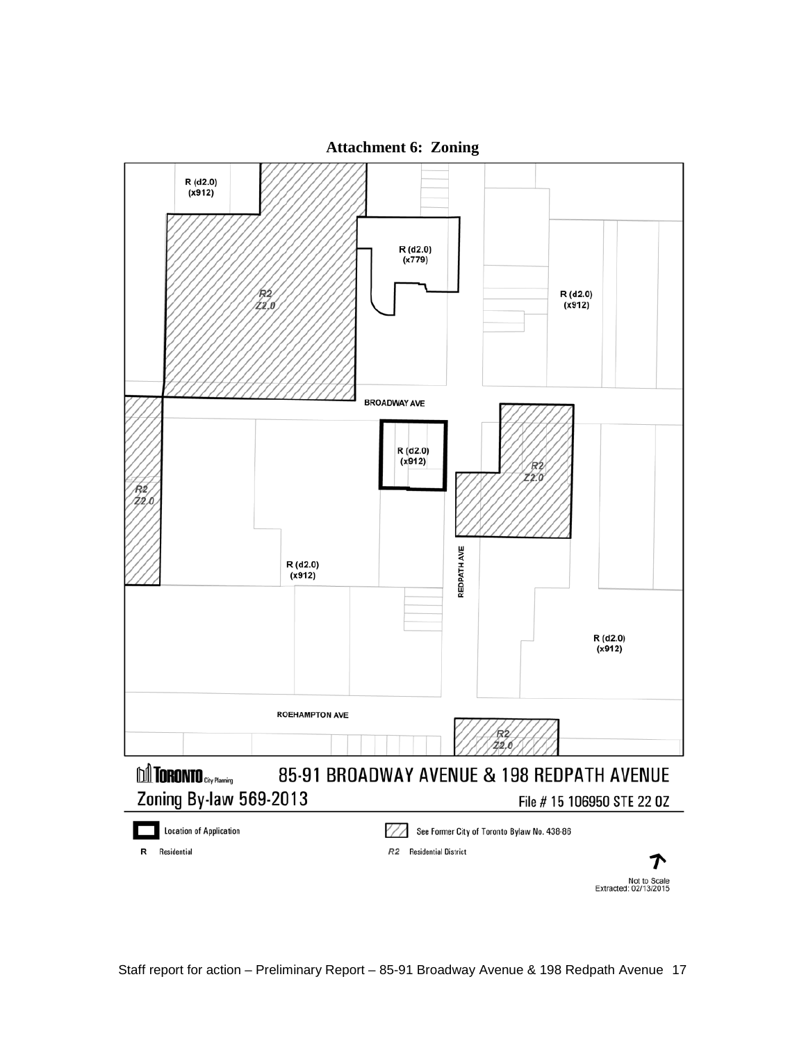# Attachment 6: Zoning

R (d2.0)
(x912)

R (d2.0)
(x779)

R2
Z2.0

R (d2.0)
(x912)

BROADWAY AVE

R (d2.0)
(x912)

R2
Z2.0

R2
Z2.0

R (d2.0)
(x912)

REDPATH AVE

R (d2.0)
(x912)

ROEHAMPTON AVE

R2
Z2.0

TORONTO City Planning

85-91 BROADWAY AVENUE & 198 REDPATH AVENUE

Zoning By-law 569-2013

File # 15 106950 STE 22 OZ

Location of Application

See Former City of Toronto Bylaw No. 438-86

R Residential

R2 Residential District

Not to Scale
Extracted: 02/13/2015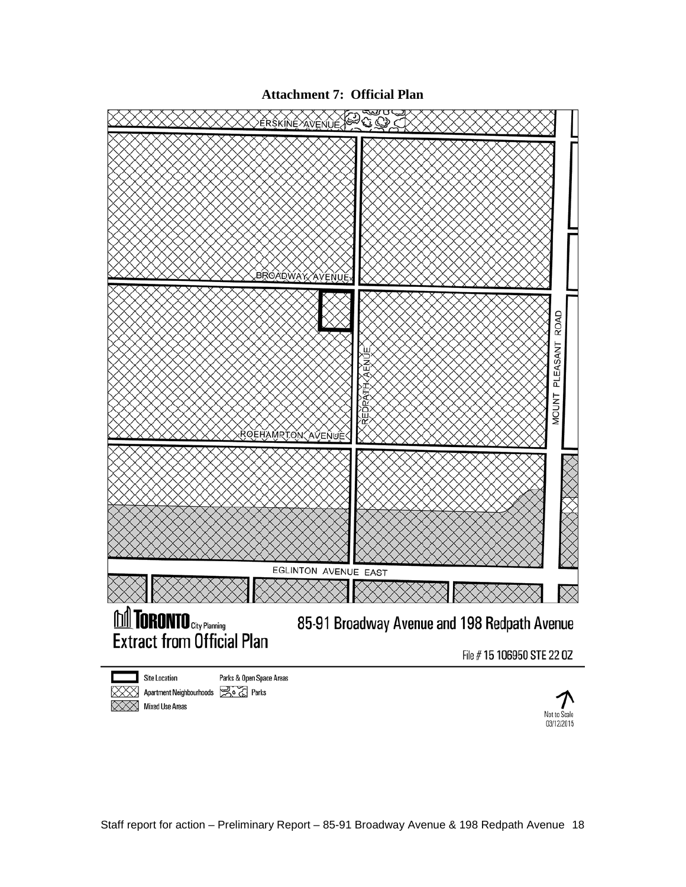**Attachment 7: Official Plan**

ERSKINE AVENUE

BROADWAY AVENUE

REDPATH AVENUE

MOUNT PLEASANT ROAD

ROEHAMPTON AVENUE

EGLINTON AVENUE EAST

TORONTO City Planning
Extract from Official Plan

85-91 Broadway Avenue and 198 Redpath Avenue

File # 15 106950 STE 22 OZ

Site Location
Apartment Neighbourhoods
Mixed Use Areas

Parks & Open Space Areas
Parks

Not to Scale
03/12/2015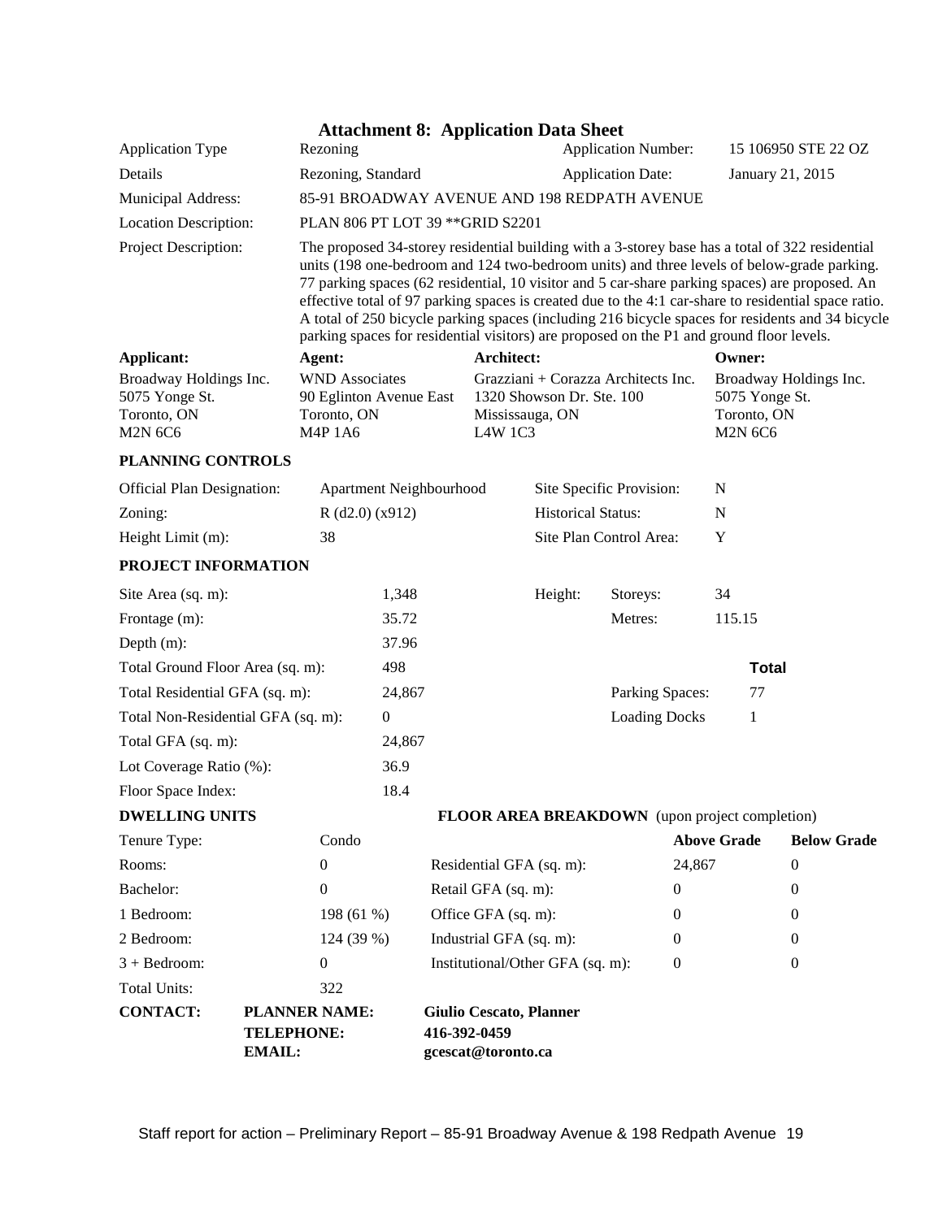# Attachment 8: Application Data Sheet

| | | | |
|---|---|---|---|
| Application Type | Rezoning | Application Number: | 15 106950 STE 22 OZ |
| Details | Rezoning, Standard | Application Date: | January 21, 2015 |
| Municipal Address: | 85-91 BROADWAY AVENUE AND 198 REDPATH AVENUE | | |
| Location Description: | PLAN 806 PT LOT 39 **GRID S2201 | | |
| Project Description: | The proposed 34-storey residential building with a 3-storey base has a total of 322 residential units (198 one-bedroom and 124 two-bedroom units) and three levels of below-grade parking. 77 parking spaces (62 residential, 10 visitor and 5 car-share parking spaces) are proposed. An effective total of 97 parking spaces is created due to the 4:1 car-share to residential space ratio. A total of 250 bicycle parking spaces (including 216 bicycle spaces for residents and 34 bicycle parking spaces for residential visitors) are proposed on the P1 and ground floor levels. | | |

| **Applicant:** | **Agent:** | **Architect:** | **Owner:** |
|---|---|---|---|
| Broadway Holdings Inc.<br>5075 Yonge St.<br>Toronto, ON<br>M2N 6C6 | WND Associates<br>90 Eglinton Avenue East<br>Toronto, ON<br>M4P 1A6 | Grazziani + Corazza Architects Inc.<br>1320 Showson Dr. Ste. 100<br>Mississauga, ON<br>L4W 1C3 | Broadway Holdings Inc.<br>5075 Yonge St.<br>Toronto, ON<br>M2N 6C6 |

**PLANNING CONTROLS**

| | | | |
|---|---|---|---|
| Official Plan Designation: | Apartment Neighbourhood | Site Specific Provision: | N |
| Zoning: | R (d2.0) (x912) | Historical Status: | N |
| Height Limit (m): | 38 | Site Plan Control Area: | Y |

**PROJECT INFORMATION**

| | | | | |
|---|---|---|---|---|
| Site Area (sq. m): | 1,348 | Height: | Storeys: | 34 |
| Frontage (m): | 35.72 | | Metres: | 115.15 |
| Depth (m): | 37.96 | | | |
| Total Ground Floor Area (sq. m): | 498 | | | **Total** |
| Total Residential GFA (sq. m): | 24,867 | | Parking Spaces: | 77 |
| Total Non-Residential GFA (sq. m): | 0 | | Loading Docks | 1 |
| Total GFA (sq. m): | 24,867 | | | |
| Lot Coverage Ratio (%): | 36.9 | | | |
| Floor Space Index: | 18.4 | | | |

| **DWELLING UNITS** | | **FLOOR AREA BREAKDOWN** (upon project completion) | | |
|---|---|---|---|---|
| Tenure Type: | Condo | | **Above Grade** | **Below Grade** |
| Rooms: | 0 | Residential GFA (sq. m): | 24,867 | 0 |
| Bachelor: | 0 | Retail GFA (sq. m): | 0 | 0 |
| 1 Bedroom: | 198 (61 %) | Office GFA (sq. m): | 0 | 0 |
| 2 Bedroom: | 124 (39 %) | Industrial GFA (sq. m): | 0 | 0 |
| 3 + Bedroom: | 0 | Institutional/Other GFA (sq. m): | 0 | 0 |
| Total Units: | 322 | | | |

| | | |
|---|---|---|
| **CONTACT:** | **PLANNER NAME:** | **Giulio Cescato, Planner** |
| | **TELEPHONE:** | **416-392-0459** |
| | **EMAIL:** | **gcescat@toronto.ca** |